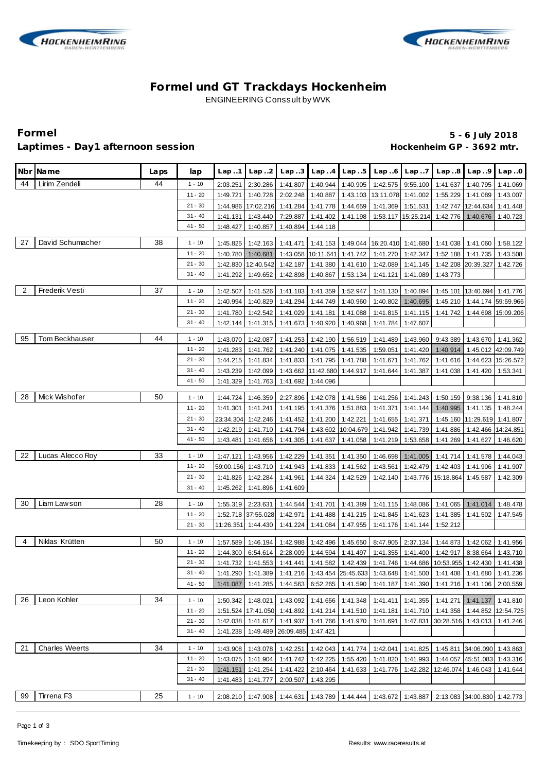# Formel und GT Trackdays Hockenheim

ENGINEERING Conssult by WVK

**Formel**

**Laptimes - Day1 afternoon session**

**5 - 6 July 2018**

**Hockenheim GP - 3692 mtr.**

| Nbr | Name | Laps | lap | Lap..1 | Lap..2 | Lap..3 | Lap..4 | Lap..5 | Lap..6 | Lap..7 | Lap..8 | Lap..9 | Lap..0 |
|---|---|---|---|---|---|---|---|---|---|---|---|---|---|
| 44 | Lirim Zendeli | 44 | 1 - 10 | 2:03.251 | 2:30.286 | 1:41.807 | 1:40.944 | 1:40.905 | 1:42.575 | 9:55.100 | 1:41.637 | 1:40.795 | 1:41.069 |
| | | | 11 - 20 | 1:49.721 | 1:40.728 | 2:02.248 | 1:40.887 | 1:43.103 | 13:11.078 | 1:41.002 | 1:55.229 | 1:41.089 | 1:43.007 |
| | | | 21 - 30 | 1:44.986 | 17:02.216 | 1:41.284 | 1:41.778 | 1:44.659 | 1:41.369 | 1:51.531 | 1:42.747 | 12:44.634 | 1:41.448 |
| | | | 31 - 40 | 1:41.131 | 1:43.440 | 7:29.887 | 1:41.402 | 1:41.198 | 1:53.117 | 15:25.214 | 1:42.776 | 1:40.676 | 1:40.723 |
| | | | 41 - 50 | 1:48.427 | 1:40.857 | 1:40.894 | 1:44.118 | | | | | | |
| 27 | David Schumacher | 38 | 1 - 10 | 1:45.825 | 1:42.163 | 1:41.471 | 1:41.153 | 1:49.044 | 16:20.410 | 1:41.680 | 1:41.038 | 1:41.060 | 1:58.122 |
| | | | 11 - 20 | 1:40.780 | 1:40.681 | 1:43.058 | 10:11.641 | 1:41.742 | 1:41.270 | 1:42.347 | 1:52.188 | 1:41.735 | 1:43.508 |
| | | | 21 - 30 | 1:42.830 | 12:40.542 | 1:42.187 | 1:41.380 | 1:41.610 | 1:42.089 | 1:41.145 | 1:42.208 | 20:39.327 | 1:42.726 |
| | | | 31 - 40 | 1:41.292 | 1:49.652 | 1:42.898 | 1:40.867 | 1:53.134 | 1:41.121 | 1:41.089 | 1:43.773 | | |
| 2 | Frederik Vesti | 37 | 1 - 10 | 1:42.507 | 1:41.526 | 1:41.183 | 1:41.359 | 1:52.947 | 1:41.130 | 1:40.894 | 1:45.101 | 13:40.694 | 1:41.776 |
| | | | 11 - 20 | 1:40.994 | 1:40.829 | 1:41.294 | 1:44.749 | 1:40.960 | 1:40.802 | 1:40.695 | 1:45.210 | 1:44.174 | 59:59.966 |
| | | | 21 - 30 | 1:41.780 | 1:42.542 | 1:41.029 | 1:41.181 | 1:41.088 | 1:41.815 | 1:41.115 | 1:41.742 | 1:44.698 | 15:09.206 |
| | | | 31 - 40 | 1:42.144 | 1:41.315 | 1:41.673 | 1:40.920 | 1:40.968 | 1:41.784 | 1:47.607 | | | |
| 95 | Tom Beckhauser | 44 | 1 - 10 | 1:43.070 | 1:42.087 | 1:41.253 | 1:42.190 | 1:56.519 | 1:41.489 | 1:43.960 | 9:43.389 | 1:43.670 | 1:41.362 |
| | | | 11 - 20 | 1:41.283 | 1:41.762 | 1:41.240 | 1:41.075 | 1:41.535 | 1:59.051 | 1:41.420 | 1:40.914 | 1:45.012 | 42:09.749 |
| | | | 21 - 30 | 1:44.215 | 1:41.834 | 1:41.833 | 1:41.795 | 1:41.788 | 1:41.671 | 1:41.762 | 1:41.616 | 1:44.623 | 15:26.572 |
| | | | 31 - 40 | 1:43.239 | 1:42.099 | 1:43.662 | 11:42.680 | 1:44.917 | 1:41.644 | 1:41.387 | 1:41.038 | 1:41.420 | 1:53.341 |
| | | | 41 - 50 | 1:41.329 | 1:41.763 | 1:41.692 | 1:44.096 | | | | | | |
| 28 | Mick Wishofer | 50 | 1 - 10 | 1:44.724 | 1:46.359 | 2:27.896 | 1:42.078 | 1:41.586 | 1:41.256 | 1:41.243 | 1:50.159 | 9:38.136 | 1:41.810 |
| | | | 11 - 20 | 1:41.301 | 1:41.241 | 1:41.195 | 1:41.376 | 1:51.883 | 1:41.371 | 1:41.144 | 1:40.995 | 1:41.135 | 1:48.244 |
| | | | 21 - 30 | 23:34.304 | 1:42.246 | 1:41.452 | 1:41.200 | 1:42.221 | 1:41.655 | 1:41.371 | 1:45.160 | 11:29.619 | 1:41.807 |
| | | | 31 - 40 | 1:42.219 | 1:41.710 | 1:41.794 | 1:43.602 | 10:04.679 | 1:41.942 | 1:41.739 | 1:41.886 | 1:42.466 | 14:24.851 |
| | | | 41 - 50 | 1:43.481 | 1:41.656 | 1:41.305 | 1:41.637 | 1:41.058 | 1:41.219 | 1:53.658 | 1:41.269 | 1:41.627 | 1:46.620 |
| 22 | Lucas Alecco Roy | 33 | 1 - 10 | 1:47.121 | 1:43.956 | 1:42.229 | 1:41.351 | 1:41.350 | 1:46.698 | 1:41.005 | 1:41.714 | 1:41.578 | 1:44.043 |
| | | | 11 - 20 | 59:00.156 | 1:43.710 | 1:41.943 | 1:41.833 | 1:41.562 | 1:43.561 | 1:42.479 | 1:42.403 | 1:41.906 | 1:41.907 |
| | | | 21 - 30 | 1:41.826 | 1:42.284 | 1:41.961 | 1:44.324 | 1:42.529 | 1:42.140 | 1:43.776 | 15:18.864 | 1:45.587 | 1:42.309 |
| | | | 31 - 40 | 1:45.262 | 1:41.896 | 1:41.609 | | | | | | | |
| 30 | Liam Lawson | 28 | 1 - 10 | 1:55.319 | 2:23.631 | 1:44.544 | 1:41.701 | 1:41.389 | 1:41.115 | 1:48.086 | 1:41.065 | 1:41.014 | 1:48.478 |
| | | | 11 - 20 | 1:52.718 | 37:55.028 | 1:42.971 | 1:41.488 | 1:41.215 | 1:41.845 | 1:41.623 | 1:41.385 | 1:41.502 | 1:47.545 |
| | | | 21 - 30 | 11:26.351 | 1:44.430 | 1:41.224 | 1:41.084 | 1:47.955 | 1:41.176 | 1:41.144 | 1:52.212 | | |
| 4 | Niklas Krütten | 50 | 1 - 10 | 1:57.589 | 1:46.194 | 1:42.988 | 1:42.496 | 1:45.650 | 8:47.905 | 2:37.134 | 1:44.873 | 1:42.062 | 1:41.956 |
| | | | 11 - 20 | 1:44.300 | 6:54.614 | 2:28.009 | 1:44.594 | 1:41.497 | 1:41.355 | 1:41.400 | 1:42.917 | 8:38.664 | 1:43.710 |
| | | | 21 - 30 | 1:41.732 | 1:41.553 | 1:41.441 | 1:41.582 | 1:42.439 | 1:41.746 | 1:44.686 | 10:53.955 | 1:42.430 | 1:41.438 |
| | | | 31 - 40 | 1:41.290 | 1:41.389 | 1:41.216 | 1:43.454 | 25:45.633 | 1:43.648 | 1:41.500 | 1:41.408 | 1:41.680 | 1:41.236 |
| | | | 41 - 50 | 1:41.087 | 1:41.285 | 1:44.563 | 6:52.265 | 1:41.590 | 1:41.187 | 1:41.390 | 1:41.216 | 1:41.106 | 2:00.559 |
| 26 | Leon Kohler | 34 | 1 - 10 | 1:50.342 | 1:48.021 | 1:43.092 | 1:41.656 | 1:41.348 | 1:41.411 | 1:41.355 | 1:41.271 | 1:41.137 | 1:41.810 |
| | | | 11 - 20 | 1:51.524 | 17:41.050 | 1:41.892 | 1:41.214 | 1:41.510 | 1:41.181 | 1:41.710 | 1:41.358 | 1:44.852 | 12:54.725 |
| | | | 21 - 30 | 1:42.038 | 1:41.617 | 1:41.937 | 1:41.766 | 1:41.970 | 1:41.691 | 1:47.831 | 30:28.516 | 1:43.013 | 1:41.246 |
| | | | 31 - 40 | 1:41.238 | 1:49.489 | 26:09.485 | 1:47.421 | | | | | | |
| 21 | Charles Weerts | 34 | 1 - 10 | 1:43.908 | 1:43.078 | 1:42.251 | 1:42.043 | 1:41.774 | 1:42.041 | 1:41.825 | 1:45.811 | 34:06.090 | 1:43.863 |
| | | | 11 - 20 | 1:43.075 | 1:41.904 | 1:41.742 | 1:42.225 | 1:55.420 | 1:41.820 | 1:41.993 | 1:44.057 | 45:51.083 | 1:43.316 |
| | | | 21 - 30 | 1:41.151 | 1:41.254 | 1:41.422 | 2:10.464 | 1:41.633 | 1:41.776 | 1:42.282 | 12:46.074 | 1:46.043 | 1:41.644 |
| | | | 31 - 40 | 1:41.483 | 1:41.777 | 2:00.507 | 1:43.295 | | | | | | |
| 99 | Tirrena F3 | 25 | 1 - 10 | 2:08.210 | 1:47.908 | 1:44.631 | 1:43.789 | 1:44.444 | 1:43.672 | 1:43.887 | 2:13.083 | 34:00.830 | 1:42.773 |

Timekeeping by : SDO SportTiming

Results: www.raceresults.at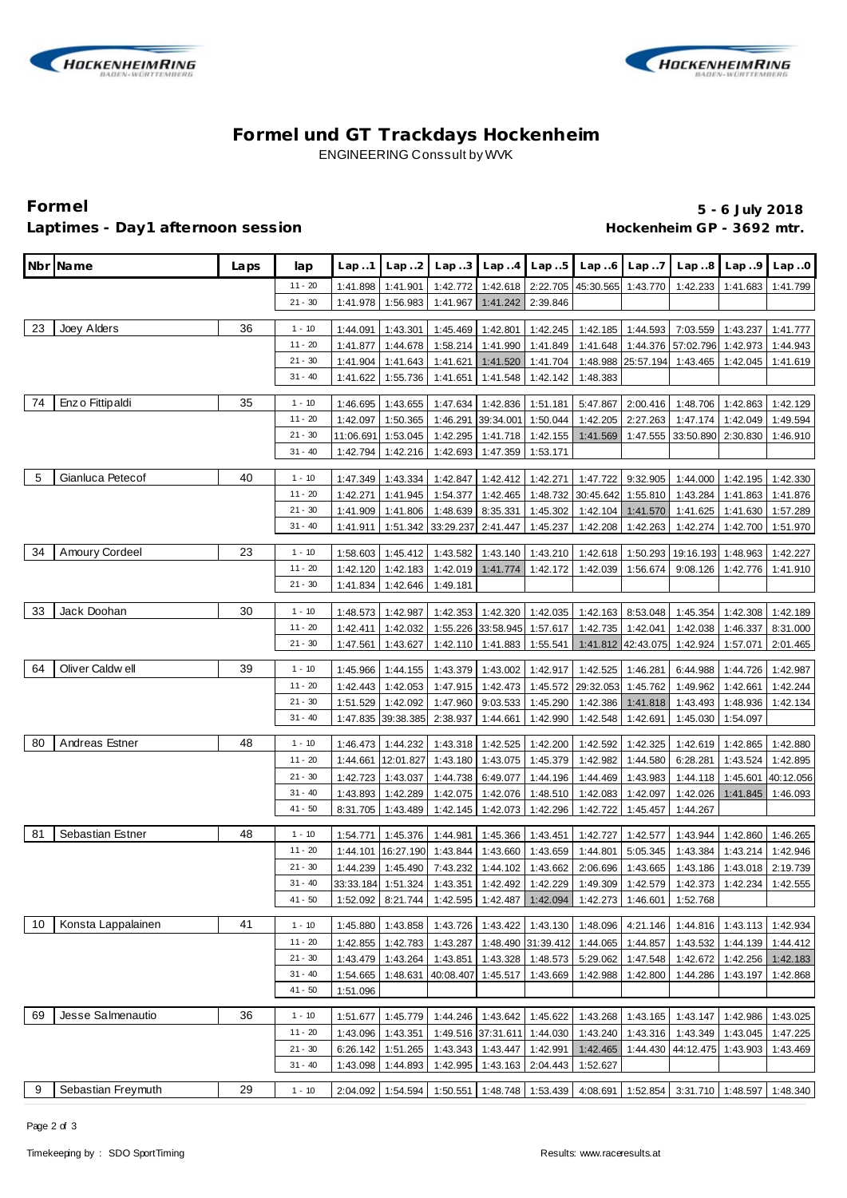# Formel und GT Trackdays Hockenheim

ENGINEERING Conssult by WVK

**Formel** **5 - 6 July 2018**

**Laptimes - Day1 afternoon session** **Hockenheim GP - 3692 mtr.**

| Nbr | Name | Laps | lap | Lap ..1 | Lap ..2 | Lap ..3 | Lap ..4 | Lap ..5 | Lap ..6 | Lap ..7 | Lap ..8 | Lap ..9 | Lap ..0 |
|---|---|---|---|---|---|---|---|---|---|---|---|---|---|
| | | | 11 - 20 | 1:41.898 | 1:41.901 | 1:42.772 | 1:42.618 | 2:22.705 | 45:30.565 | 1:43.770 | 1:42.233 | 1:41.683 | 1:41.799 |
| | | | 21 - 30 | 1:41.978 | 1:56.983 | 1:41.967 | 1:41.242 | 2:39.846 | | | | | |
| 23 | Joey Alders | 36 | 1 - 10 | 1:44.091 | 1:43.301 | 1:45.469 | 1:42.801 | 1:42.245 | 1:42.185 | 1:44.593 | 7:03.559 | 1:43.237 | 1:41.777 |
| | | | 11 - 20 | 1:41.877 | 1:44.678 | 1:58.214 | 1:41.990 | 1:41.849 | 1:41.648 | 1:44.376 | 57:02.796 | 1:42.973 | 1:44.943 |
| | | | 21 - 30 | 1:41.904 | 1:41.643 | 1:41.621 | 1:41.520 | 1:41.704 | 1:48.988 | 25:57.194 | 1:43.465 | 1:42.045 | 1:41.619 |
| | | | 31 - 40 | 1:41.622 | 1:55.736 | 1:41.651 | 1:41.548 | 1:42.142 | 1:48.383 | | | | |
| 74 | Enzo Fittipaldi | 35 | 1 - 10 | 1:46.695 | 1:43.655 | 1:47.634 | 1:42.836 | 1:51.181 | 5:47.867 | 2:00.416 | 1:48.706 | 1:42.863 | 1:42.129 |
| | | | 11 - 20 | 1:42.097 | 1:50.365 | 1:46.291 | 39:34.001 | 1:50.044 | 1:42.205 | 2:27.263 | 1:47.174 | 1:42.049 | 1:49.594 |
| | | | 21 - 30 | 11:06.691 | 1:53.045 | 1:42.295 | 1:41.718 | 1:42.155 | 1:41.569 | 1:47.555 | 33:50.890 | 2:30.830 | 1:46.910 |
| | | | 31 - 40 | 1:42.794 | 1:42.216 | 1:42.693 | 1:47.359 | 1:53.171 | | | | | |
| 5 | Gianluca Petecof | 40 | 1 - 10 | 1:47.349 | 1:43.334 | 1:42.847 | 1:42.412 | 1:42.271 | 1:47.722 | 9:32.905 | 1:44.000 | 1:42.195 | 1:42.330 |
| | | | 11 - 20 | 1:42.271 | 1:41.945 | 1:54.377 | 1:42.465 | 1:48.732 | 30:45.642 | 1:55.810 | 1:43.284 | 1:41.863 | 1:41.876 |
| | | | 21 - 30 | 1:41.909 | 1:41.806 | 1:48.639 | 8:35.331 | 1:45.302 | 1:42.104 | 1:41.570 | 1:41.625 | 1:41.630 | 1:57.289 |
| | | | 31 - 40 | 1:41.911 | 1:51.342 | 33:29.237 | 2:41.447 | 1:45.237 | 1:42.208 | 1:42.263 | 1:42.274 | 1:42.700 | 1:51.970 |
| 34 | Amoury Cordeel | 23 | 1 - 10 | 1:58.603 | 1:45.412 | 1:43.582 | 1:43.140 | 1:43.210 | 1:42.618 | 1:50.293 | 19:16.193 | 1:48.963 | 1:42.227 |
| | | | 11 - 20 | 1:42.120 | 1:42.183 | 1:42.019 | 1:41.774 | 1:42.172 | 1:42.039 | 1:56.674 | 9:08.126 | 1:42.776 | 1:41.910 |
| | | | 21 - 30 | 1:41.834 | 1:42.646 | 1:49.181 | | | | | | | |
| 33 | Jack Doohan | 30 | 1 - 10 | 1:48.573 | 1:42.987 | 1:42.353 | 1:42.320 | 1:42.035 | 1:42.163 | 8:53.048 | 1:45.354 | 1:42.308 | 1:42.189 |
| | | | 11 - 20 | 1:42.411 | 1:42.032 | 1:55.226 | 33:58.945 | 1:57.617 | 1:42.735 | 1:42.041 | 1:42.038 | 1:46.337 | 8:31.000 |
| | | | 21 - 30 | 1:47.561 | 1:43.627 | 1:42.110 | 1:41.883 | 1:55.541 | 1:41.812 | 42:43.075 | 1:42.924 | 1:57.071 | 2:01.465 |
| 64 | Oliver Caldwell | 39 | 1 - 10 | 1:45.966 | 1:44.155 | 1:43.379 | 1:43.002 | 1:42.917 | 1:42.525 | 1:46.281 | 6:44.988 | 1:44.726 | 1:42.987 |
| | | | 11 - 20 | 1:42.443 | 1:42.053 | 1:47.915 | 1:42.473 | 1:45.572 | 29:32.053 | 1:45.762 | 1:49.962 | 1:42.661 | 1:42.244 |
| | | | 21 - 30 | 1:51.529 | 1:42.092 | 1:47.960 | 9:03.533 | 1:45.290 | 1:42.386 | 1:41.818 | 1:43.493 | 1:48.936 | 1:42.134 |
| | | | 31 - 40 | 1:47.835 | 39:38.385 | 2:38.937 | 1:44.661 | 1:42.990 | 1:42.548 | 1:42.691 | 1:45.030 | 1:54.097 | |
| 80 | Andreas Estner | 48 | 1 - 10 | 1:46.473 | 1:44.232 | 1:43.318 | 1:42.525 | 1:42.200 | 1:42.592 | 1:42.325 | 1:42.619 | 1:42.865 | 1:42.880 |
| | | | 11 - 20 | 1:44.661 | 12:01.827 | 1:43.180 | 1:43.075 | 1:45.379 | 1:42.982 | 1:44.580 | 6:28.281 | 1:43.524 | 1:42.895 |
| | | | 21 - 30 | 1:42.723 | 1:43.037 | 1:44.738 | 6:49.077 | 1:44.196 | 1:44.469 | 1:43.983 | 1:44.118 | 1:45.601 | 40:12.056 |
| | | | 31 - 40 | 1:43.893 | 1:42.289 | 1:42.075 | 1:42.076 | 1:48.510 | 1:42.083 | 1:42.097 | 1:42.026 | 1:41.845 | 1:46.093 |
| | | | 41 - 50 | 8:31.705 | 1:43.489 | 1:42.145 | 1:42.073 | 1:42.296 | 1:42.722 | 1:45.457 | 1:44.267 | | |
| 81 | Sebastian Estner | 48 | 1 - 10 | 1:54.771 | 1:45.376 | 1:44.981 | 1:45.366 | 1:43.451 | 1:42.727 | 1:42.577 | 1:43.944 | 1:42.860 | 1:46.265 |
| | | | 11 - 20 | 1:44.101 | 16:27.190 | 1:43.844 | 1:43.660 | 1:43.659 | 1:44.801 | 5:05.345 | 1:43.384 | 1:43.214 | 1:42.946 |
| | | | 21 - 30 | 1:44.239 | 1:45.490 | 7:43.232 | 1:44.102 | 1:43.662 | 2:06.696 | 1:43.665 | 1:43.186 | 1:43.018 | 2:19.739 |
| | | | 31 - 40 | 33:33.184 | 1:51.324 | 1:43.351 | 1:42.492 | 1:42.229 | 1:49.309 | 1:42.579 | 1:42.373 | 1:42.234 | 1:42.555 |
| | | | 41 - 50 | 1:52.092 | 8:21.744 | 1:42.595 | 1:42.487 | 1:42.094 | 1:42.273 | 1:46.601 | 1:52.768 | | |
| 10 | Konsta Lappalainen | 41 | 1 - 10 | 1:45.880 | 1:43.858 | 1:43.726 | 1:43.422 | 1:43.130 | 1:48.096 | 4:21.146 | 1:44.816 | 1:43.113 | 1:42.934 |
| | | | 11 - 20 | 1:42.855 | 1:42.783 | 1:43.287 | 1:48.490 | 31:39.412 | 1:44.065 | 1:44.857 | 1:43.532 | 1:44.139 | 1:44.412 |
| | | | 21 - 30 | 1:43.479 | 1:43.264 | 1:43.851 | 1:43.328 | 1:48.573 | 5:29.062 | 1:47.548 | 1:42.672 | 1:42.256 | 1:42.183 |
| | | | 31 - 40 | 1:54.665 | 1:48.631 | 40:08.407 | 1:45.517 | 1:43.669 | 1:42.988 | 1:42.800 | 1:44.286 | 1:43.197 | 1:42.868 |
| | | | 41 - 50 | 1:51.096 | | | | | | | | | |
| 69 | Jesse Salmenautio | 36 | 1 - 10 | 1:51.677 | 1:45.779 | 1:44.246 | 1:43.642 | 1:45.622 | 1:43.268 | 1:43.165 | 1:43.147 | 1:42.986 | 1:43.025 |
| | | | 11 - 20 | 1:43.096 | 1:43.351 | 1:49.516 | 37:31.611 | 1:44.030 | 1:43.240 | 1:43.316 | 1:43.349 | 1:43.045 | 1:47.225 |
| | | | 21 - 30 | 6:26.142 | 1:51.265 | 1:43.343 | 1:43.447 | 1:42.991 | 1:42.465 | 1:44.430 | 44:12.475 | 1:43.903 | 1:43.469 |
| | | | 31 - 40 | 1:43.098 | 1:44.893 | 1:42.995 | 1:43.163 | 2:04.443 | 1:52.627 | | | | |
| 9 | Sebastian Freymuth | 29 | 1 - 10 | 2:04.092 | 1:54.594 | 1:50.551 | 1:48.748 | 1:53.439 | 4:08.691 | 1:52.854 | 3:31.710 | 1:48.597 | 1:48.340 |

Timekeeping by : SDO SportTiming

Results: www.raceresults.at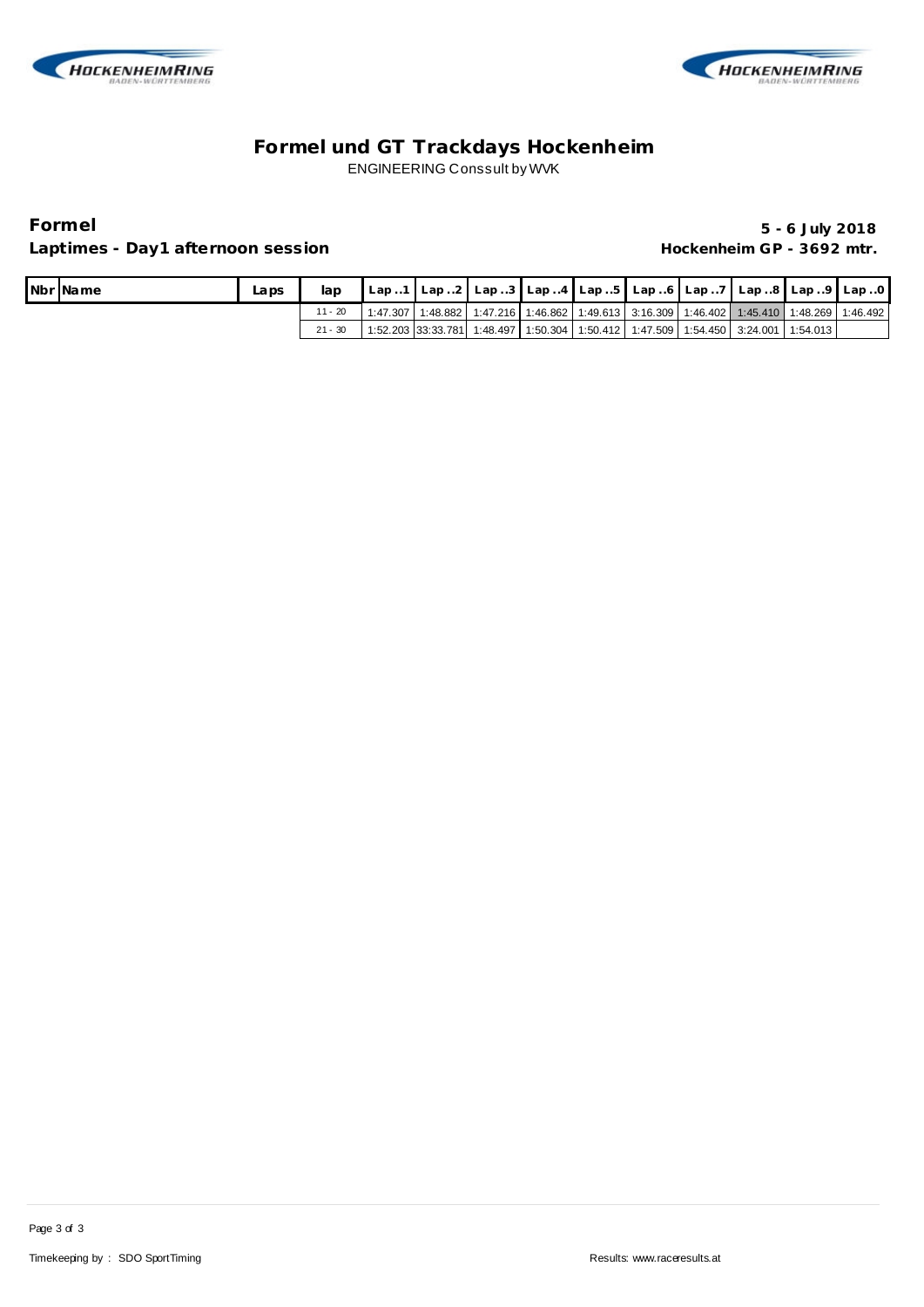# Formel und GT Trackdays Hockenheim

ENGINEERING Conssult by WVK

**Formel**

**Laptimes - Day1 afternoon session**

**5 - 6 July 2018**

**Hockenheim GP - 3692 mtr.**

| Nbr | Name | Laps | lap | Lap ..1 | Lap ..2 | Lap ..3 | Lap ..4 | Lap ..5 | Lap ..6 | Lap ..7 | Lap ..8 | Lap ..9 | Lap ..0 |
|---|---|---|---|---|---|---|---|---|---|---|---|---|---|
| | | | 11 - 20 | 1:47.307 | 1:48.882 | 1:47.216 | 1:46.862 | 1:49.613 | 3:16.309 | 1:46.402 | 1:45.410 | 1:48.269 | 1:46.492 |
| | | | 21 - 30 | 1:52.203 | 33:33.781 | 1:48.497 | 1:50.304 | 1:50.412 | 1:47.509 | 1:54.450 | 3:24.001 | 1:54.013 | |

Timekeeping by : SDO SportTiming

Results: www.raceresults.at